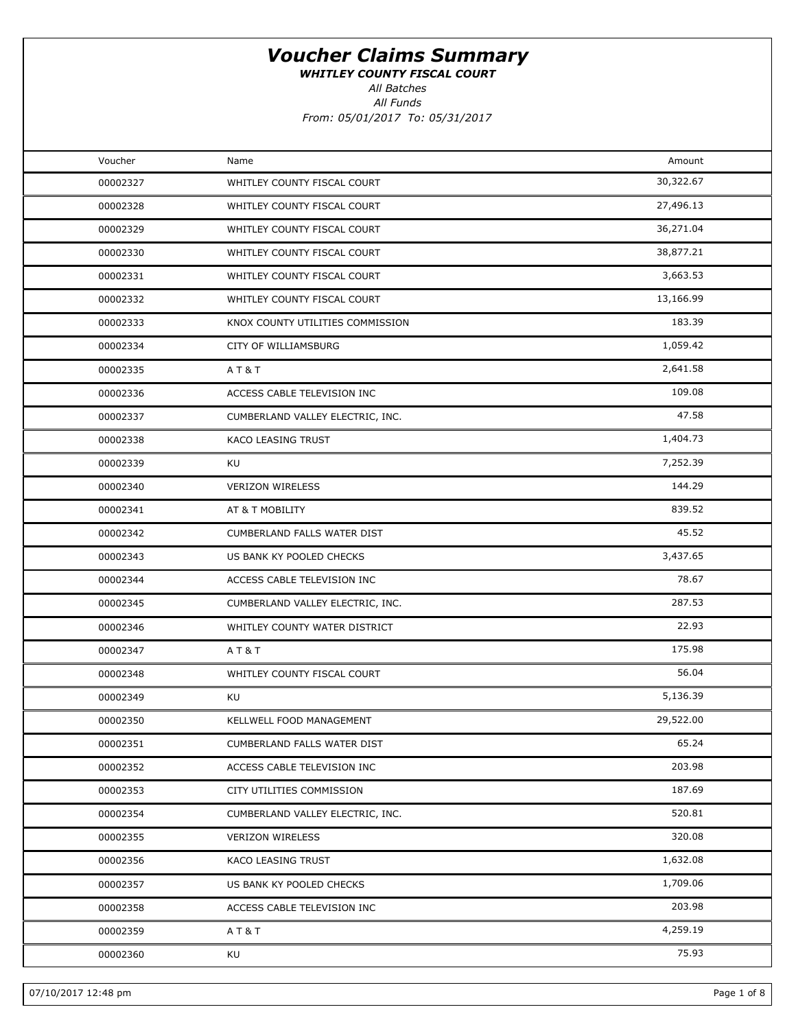# *Voucher Claims Summary*

***WHITLEY COUNTY FISCAL COURT***

*All Batches*

*All Funds*

*From: 05/01/2017 To: 05/31/2017*

| Voucher | Name | Amount |
|---|---|---|
| 00002327 | WHITLEY COUNTY FISCAL COURT | 30,322.67 |
| 00002328 | WHITLEY COUNTY FISCAL COURT | 27,496.13 |
| 00002329 | WHITLEY COUNTY FISCAL COURT | 36,271.04 |
| 00002330 | WHITLEY COUNTY FISCAL COURT | 38,877.21 |
| 00002331 | WHITLEY COUNTY FISCAL COURT | 3,663.53 |
| 00002332 | WHITLEY COUNTY FISCAL COURT | 13,166.99 |
| 00002333 | KNOX COUNTY UTILITIES COMMISSION | 183.39 |
| 00002334 | CITY OF WILLIAMSBURG | 1,059.42 |
| 00002335 | A T & T | 2,641.58 |
| 00002336 | ACCESS CABLE TELEVISION INC | 109.08 |
| 00002337 | CUMBERLAND VALLEY ELECTRIC, INC. | 47.58 |
| 00002338 | KACO LEASING TRUST | 1,404.73 |
| 00002339 | KU | 7,252.39 |
| 00002340 | VERIZON WIRELESS | 144.29 |
| 00002341 | AT & T MOBILITY | 839.52 |
| 00002342 | CUMBERLAND FALLS WATER DIST | 45.52 |
| 00002343 | US BANK KY POOLED CHECKS | 3,437.65 |
| 00002344 | ACCESS CABLE TELEVISION INC | 78.67 |
| 00002345 | CUMBERLAND VALLEY ELECTRIC, INC. | 287.53 |
| 00002346 | WHITLEY COUNTY WATER DISTRICT | 22.93 |
| 00002347 | A T & T | 175.98 |
| 00002348 | WHITLEY COUNTY FISCAL COURT | 56.04 |
| 00002349 | KU | 5,136.39 |
| 00002350 | KELLWELL FOOD MANAGEMENT | 29,522.00 |
| 00002351 | CUMBERLAND FALLS WATER DIST | 65.24 |
| 00002352 | ACCESS CABLE TELEVISION INC | 203.98 |
| 00002353 | CITY UTILITIES COMMISSION | 187.69 |
| 00002354 | CUMBERLAND VALLEY ELECTRIC, INC. | 520.81 |
| 00002355 | VERIZON WIRELESS | 320.08 |
| 00002356 | KACO LEASING TRUST | 1,632.08 |
| 00002357 | US BANK KY POOLED CHECKS | 1,709.06 |
| 00002358 | ACCESS CABLE TELEVISION INC | 203.98 |
| 00002359 | A T & T | 4,259.19 |
| 00002360 | KU | 75.93 |

07/10/2017 12:48 pm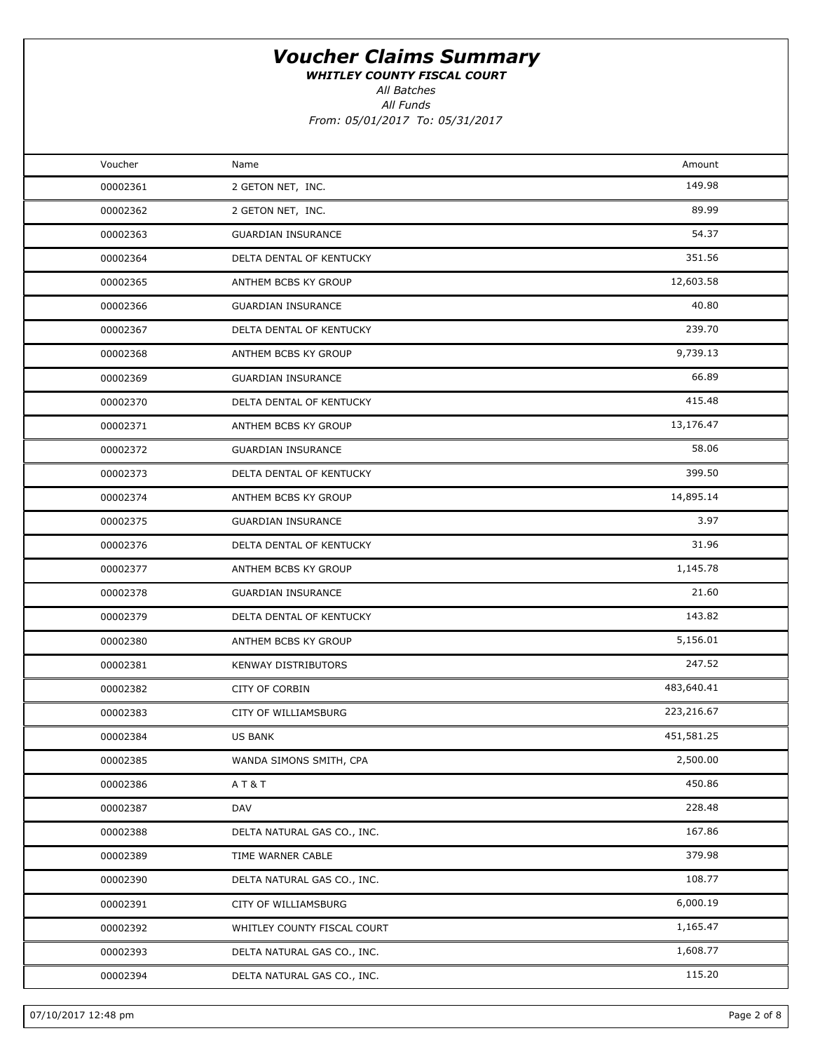# *Voucher Claims Summary*

***WHITLEY COUNTY FISCAL COURT***

*All Batches*

*All Funds*

*From: 05/01/2017 To: 05/31/2017*

| Voucher | Name | Amount |
|---|---|---|
| 00002361 | 2 GETON NET, INC. | 149.98 |
| 00002362 | 2 GETON NET, INC. | 89.99 |
| 00002363 | GUARDIAN INSURANCE | 54.37 |
| 00002364 | DELTA DENTAL OF KENTUCKY | 351.56 |
| 00002365 | ANTHEM BCBS KY GROUP | 12,603.58 |
| 00002366 | GUARDIAN INSURANCE | 40.80 |
| 00002367 | DELTA DENTAL OF KENTUCKY | 239.70 |
| 00002368 | ANTHEM BCBS KY GROUP | 9,739.13 |
| 00002369 | GUARDIAN INSURANCE | 66.89 |
| 00002370 | DELTA DENTAL OF KENTUCKY | 415.48 |
| 00002371 | ANTHEM BCBS KY GROUP | 13,176.47 |
| 00002372 | GUARDIAN INSURANCE | 58.06 |
| 00002373 | DELTA DENTAL OF KENTUCKY | 399.50 |
| 00002374 | ANTHEM BCBS KY GROUP | 14,895.14 |
| 00002375 | GUARDIAN INSURANCE | 3.97 |
| 00002376 | DELTA DENTAL OF KENTUCKY | 31.96 |
| 00002377 | ANTHEM BCBS KY GROUP | 1,145.78 |
| 00002378 | GUARDIAN INSURANCE | 21.60 |
| 00002379 | DELTA DENTAL OF KENTUCKY | 143.82 |
| 00002380 | ANTHEM BCBS KY GROUP | 5,156.01 |
| 00002381 | KENWAY DISTRIBUTORS | 247.52 |
| 00002382 | CITY OF CORBIN | 483,640.41 |
| 00002383 | CITY OF WILLIAMSBURG | 223,216.67 |
| 00002384 | US BANK | 451,581.25 |
| 00002385 | WANDA SIMONS SMITH, CPA | 2,500.00 |
| 00002386 | A T & T | 450.86 |
| 00002387 | DAV | 228.48 |
| 00002388 | DELTA NATURAL GAS CO., INC. | 167.86 |
| 00002389 | TIME WARNER CABLE | 379.98 |
| 00002390 | DELTA NATURAL GAS CO., INC. | 108.77 |
| 00002391 | CITY OF WILLIAMSBURG | 6,000.19 |
| 00002392 | WHITLEY COUNTY FISCAL COURT | 1,165.47 |
| 00002393 | DELTA NATURAL GAS CO., INC. | 1,608.77 |
| 00002394 | DELTA NATURAL GAS CO., INC. | 115.20 |

07/10/2017 12:48 pm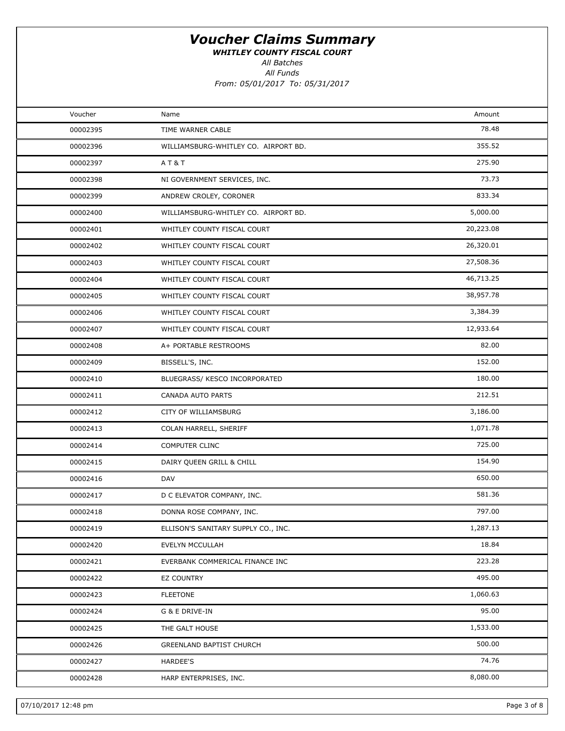# *Voucher Claims Summary*

***WHITLEY COUNTY FISCAL COURT***

*All Batches*

*All Funds*

*From: 05/01/2017 To: 05/31/2017*

| Voucher | Name | Amount |
|---|---|---|
| 00002395 | TIME WARNER CABLE | 78.48 |
| 00002396 | WILLIAMSBURG-WHITLEY CO. AIRPORT BD. | 355.52 |
| 00002397 | A T & T | 275.90 |
| 00002398 | NI GOVERNMENT SERVICES, INC. | 73.73 |
| 00002399 | ANDREW CROLEY, CORONER | 833.34 |
| 00002400 | WILLIAMSBURG-WHITLEY CO. AIRPORT BD. | 5,000.00 |
| 00002401 | WHITLEY COUNTY FISCAL COURT | 20,223.08 |
| 00002402 | WHITLEY COUNTY FISCAL COURT | 26,320.01 |
| 00002403 | WHITLEY COUNTY FISCAL COURT | 27,508.36 |
| 00002404 | WHITLEY COUNTY FISCAL COURT | 46,713.25 |
| 00002405 | WHITLEY COUNTY FISCAL COURT | 38,957.78 |
| 00002406 | WHITLEY COUNTY FISCAL COURT | 3,384.39 |
| 00002407 | WHITLEY COUNTY FISCAL COURT | 12,933.64 |
| 00002408 | A+ PORTABLE RESTROOMS | 82.00 |
| 00002409 | BISSELL'S, INC. | 152.00 |
| 00002410 | BLUEGRASS/ KESCO INCORPORATED | 180.00 |
| 00002411 | CANADA AUTO PARTS | 212.51 |
| 00002412 | CITY OF WILLIAMSBURG | 3,186.00 |
| 00002413 | COLAN HARRELL, SHERIFF | 1,071.78 |
| 00002414 | COMPUTER CLINC | 725.00 |
| 00002415 | DAIRY QUEEN GRILL & CHILL | 154.90 |
| 00002416 | DAV | 650.00 |
| 00002417 | D C ELEVATOR COMPANY, INC. | 581.36 |
| 00002418 | DONNA ROSE COMPANY, INC. | 797.00 |
| 00002419 | ELLISON'S SANITARY SUPPLY CO., INC. | 1,287.13 |
| 00002420 | EVELYN MCCULLAH | 18.84 |
| 00002421 | EVERBANK COMMERICAL FINANCE INC | 223.28 |
| 00002422 | EZ COUNTRY | 495.00 |
| 00002423 | FLEETONE | 1,060.63 |
| 00002424 | G & E DRIVE-IN | 95.00 |
| 00002425 | THE GALT HOUSE | 1,533.00 |
| 00002426 | GREENLAND BAPTIST CHURCH | 500.00 |
| 00002427 | HARDEE'S | 74.76 |
| 00002428 | HARP ENTERPRISES, INC. | 8,080.00 |

07/10/2017 12:48 pm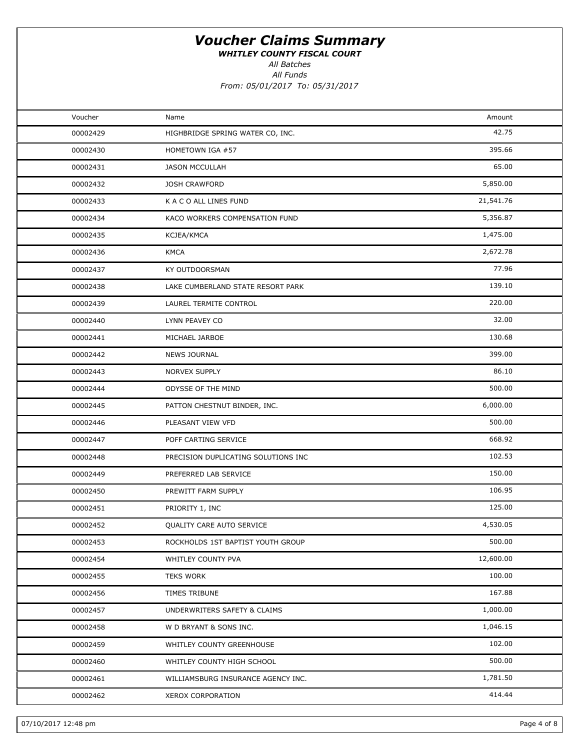# *Voucher Claims Summary*

***WHITLEY COUNTY FISCAL COURT***

*All Batches*

*All Funds*

*From: 05/01/2017 To: 05/31/2017*

| Voucher | Name | Amount |
|---|---|---|
| 00002429 | HIGHBRIDGE SPRING WATER CO, INC. | 42.75 |
| 00002430 | HOMETOWN IGA #57 | 395.66 |
| 00002431 | JASON MCCULLAH | 65.00 |
| 00002432 | JOSH CRAWFORD | 5,850.00 |
| 00002433 | K A C O ALL LINES FUND | 21,541.76 |
| 00002434 | KACO WORKERS COMPENSATION FUND | 5,356.87 |
| 00002435 | KCJEA/KMCA | 1,475.00 |
| 00002436 | KMCA | 2,672.78 |
| 00002437 | KY OUTDOORSMAN | 77.96 |
| 00002438 | LAKE CUMBERLAND STATE RESORT PARK | 139.10 |
| 00002439 | LAUREL TERMITE CONTROL | 220.00 |
| 00002440 | LYNN PEAVEY CO | 32.00 |
| 00002441 | MICHAEL JARBOE | 130.68 |
| 00002442 | NEWS JOURNAL | 399.00 |
| 00002443 | NORVEX SUPPLY | 86.10 |
| 00002444 | ODYSSE OF THE MIND | 500.00 |
| 00002445 | PATTON CHESTNUT BINDER, INC. | 6,000.00 |
| 00002446 | PLEASANT VIEW VFD | 500.00 |
| 00002447 | POFF CARTING SERVICE | 668.92 |
| 00002448 | PRECISION DUPLICATING SOLUTIONS INC | 102.53 |
| 00002449 | PREFERRED LAB SERVICE | 150.00 |
| 00002450 | PREWITT FARM SUPPLY | 106.95 |
| 00002451 | PRIORITY 1, INC | 125.00 |
| 00002452 | QUALITY CARE AUTO SERVICE | 4,530.05 |
| 00002453 | ROCKHOLDS 1ST BAPTIST YOUTH GROUP | 500.00 |
| 00002454 | WHITLEY COUNTY PVA | 12,600.00 |
| 00002455 | TEKS WORK | 100.00 |
| 00002456 | TIMES TRIBUNE | 167.88 |
| 00002457 | UNDERWRITERS SAFETY & CLAIMS | 1,000.00 |
| 00002458 | W D BRYANT & SONS INC. | 1,046.15 |
| 00002459 | WHITLEY COUNTY GREENHOUSE | 102.00 |
| 00002460 | WHITLEY COUNTY HIGH SCHOOL | 500.00 |
| 00002461 | WILLIAMSBURG INSURANCE AGENCY INC. | 1,781.50 |
| 00002462 | XEROX CORPORATION | 414.44 |

07/10/2017 12:48 pm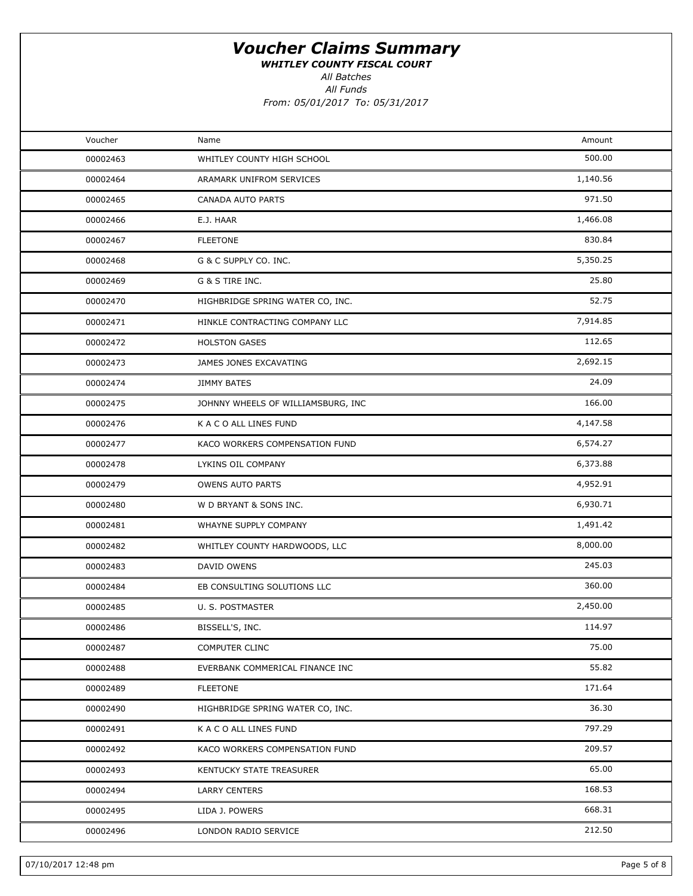# *Voucher Claims Summary*

***WHITLEY COUNTY FISCAL COURT***

*All Batches*

*All Funds*

*From: 05/01/2017 To: 05/31/2017*

| Voucher | Name | Amount |
|---|---|---|
| 00002463 | WHITLEY COUNTY HIGH SCHOOL | 500.00 |
| 00002464 | ARAMARK UNIFROM SERVICES | 1,140.56 |
| 00002465 | CANADA AUTO PARTS | 971.50 |
| 00002466 | E.J. HAAR | 1,466.08 |
| 00002467 | FLEETONE | 830.84 |
| 00002468 | G & C SUPPLY CO. INC. | 5,350.25 |
| 00002469 | G & S TIRE INC. | 25.80 |
| 00002470 | HIGHBRIDGE SPRING WATER CO, INC. | 52.75 |
| 00002471 | HINKLE CONTRACTING COMPANY LLC | 7,914.85 |
| 00002472 | HOLSTON GASES | 112.65 |
| 00002473 | JAMES JONES EXCAVATING | 2,692.15 |
| 00002474 | JIMMY BATES | 24.09 |
| 00002475 | JOHNNY WHEELS OF WILLIAMSBURG, INC | 166.00 |
| 00002476 | K A C O ALL LINES FUND | 4,147.58 |
| 00002477 | KACO WORKERS COMPENSATION FUND | 6,574.27 |
| 00002478 | LYKINS OIL COMPANY | 6,373.88 |
| 00002479 | OWENS AUTO PARTS | 4,952.91 |
| 00002480 | W D BRYANT & SONS INC. | 6,930.71 |
| 00002481 | WHAYNE SUPPLY COMPANY | 1,491.42 |
| 00002482 | WHITLEY COUNTY HARDWOODS, LLC | 8,000.00 |
| 00002483 | DAVID OWENS | 245.03 |
| 00002484 | EB CONSULTING SOLUTIONS LLC | 360.00 |
| 00002485 | U. S. POSTMASTER | 2,450.00 |
| 00002486 | BISSELL'S, INC. | 114.97 |
| 00002487 | COMPUTER CLINC | 75.00 |
| 00002488 | EVERBANK COMMERICAL FINANCE INC | 55.82 |
| 00002489 | FLEETONE | 171.64 |
| 00002490 | HIGHBRIDGE SPRING WATER CO, INC. | 36.30 |
| 00002491 | K A C O ALL LINES FUND | 797.29 |
| 00002492 | KACO WORKERS COMPENSATION FUND | 209.57 |
| 00002493 | KENTUCKY STATE TREASURER | 65.00 |
| 00002494 | LARRY CENTERS | 168.53 |
| 00002495 | LIDA J. POWERS | 668.31 |
| 00002496 | LONDON RADIO SERVICE | 212.50 |

07/10/2017 12:48 pm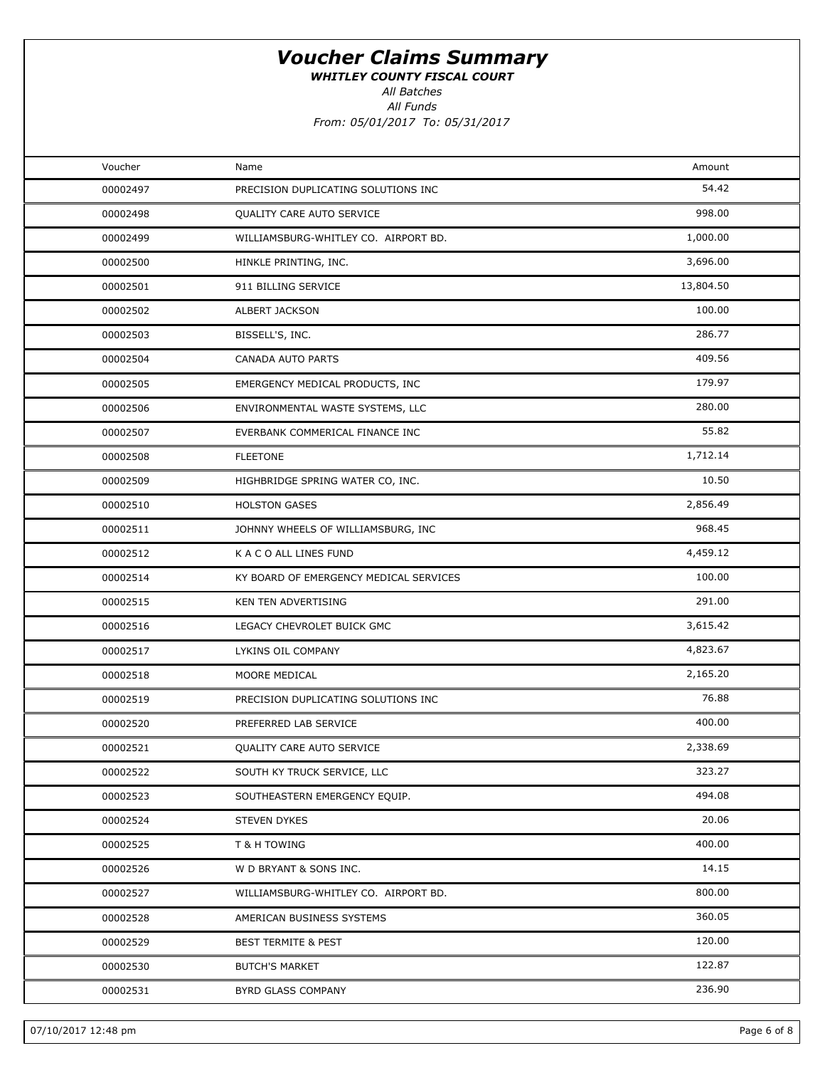# *Voucher Claims Summary*

***WHITLEY COUNTY FISCAL COURT***

*All Batches*

*All Funds*

*From: 05/01/2017 To: 05/31/2017*

| Voucher | Name | Amount |
|---|---|---|
| 00002497 | PRECISION DUPLICATING SOLUTIONS INC | 54.42 |
| 00002498 | QUALITY CARE AUTO SERVICE | 998.00 |
| 00002499 | WILLIAMSBURG-WHITLEY CO. AIRPORT BD. | 1,000.00 |
| 00002500 | HINKLE PRINTING, INC. | 3,696.00 |
| 00002501 | 911 BILLING SERVICE | 13,804.50 |
| 00002502 | ALBERT JACKSON | 100.00 |
| 00002503 | BISSELL'S, INC. | 286.77 |
| 00002504 | CANADA AUTO PARTS | 409.56 |
| 00002505 | EMERGENCY MEDICAL PRODUCTS, INC | 179.97 |
| 00002506 | ENVIRONMENTAL WASTE SYSTEMS, LLC | 280.00 |
| 00002507 | EVERBANK COMMERICAL FINANCE INC | 55.82 |
| 00002508 | FLEETONE | 1,712.14 |
| 00002509 | HIGHBRIDGE SPRING WATER CO, INC. | 10.50 |
| 00002510 | HOLSTON GASES | 2,856.49 |
| 00002511 | JOHNNY WHEELS OF WILLIAMSBURG, INC | 968.45 |
| 00002512 | K A C O ALL LINES FUND | 4,459.12 |
| 00002514 | KY BOARD OF EMERGENCY MEDICAL SERVICES | 100.00 |
| 00002515 | KEN TEN ADVERTISING | 291.00 |
| 00002516 | LEGACY CHEVROLET BUICK GMC | 3,615.42 |
| 00002517 | LYKINS OIL COMPANY | 4,823.67 |
| 00002518 | MOORE MEDICAL | 2,165.20 |
| 00002519 | PRECISION DUPLICATING SOLUTIONS INC | 76.88 |
| 00002520 | PREFERRED LAB SERVICE | 400.00 |
| 00002521 | QUALITY CARE AUTO SERVICE | 2,338.69 |
| 00002522 | SOUTH KY TRUCK SERVICE, LLC | 323.27 |
| 00002523 | SOUTHEASTERN EMERGENCY EQUIP. | 494.08 |
| 00002524 | STEVEN DYKES | 20.06 |
| 00002525 | T & H TOWING | 400.00 |
| 00002526 | W D BRYANT & SONS INC. | 14.15 |
| 00002527 | WILLIAMSBURG-WHITLEY CO. AIRPORT BD. | 800.00 |
| 00002528 | AMERICAN BUSINESS SYSTEMS | 360.05 |
| 00002529 | BEST TERMITE & PEST | 120.00 |
| 00002530 | BUTCH'S MARKET | 122.87 |
| 00002531 | BYRD GLASS COMPANY | 236.90 |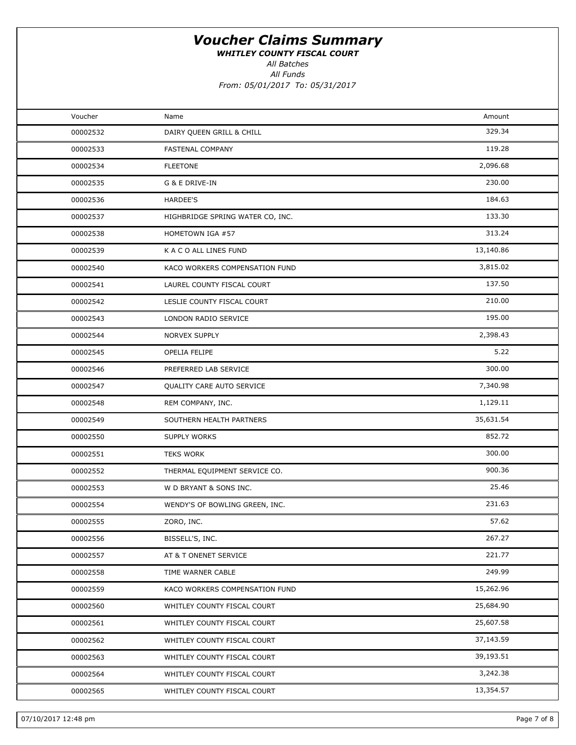# *Voucher Claims Summary*

***WHITLEY COUNTY FISCAL COURT***

*All Batches*

*All Funds*

*From: 05/01/2017 To: 05/31/2017*

| Voucher | Name | Amount |
|---|---|---|
| 00002532 | DAIRY QUEEN GRILL & CHILL | 329.34 |
| 00002533 | FASTENAL COMPANY | 119.28 |
| 00002534 | FLEETONE | 2,096.68 |
| 00002535 | G & E DRIVE-IN | 230.00 |
| 00002536 | HARDEE'S | 184.63 |
| 00002537 | HIGHBRIDGE SPRING WATER CO, INC. | 133.30 |
| 00002538 | HOMETOWN IGA #57 | 313.24 |
| 00002539 | K A C O ALL LINES FUND | 13,140.86 |
| 00002540 | KACO WORKERS COMPENSATION FUND | 3,815.02 |
| 00002541 | LAUREL COUNTY FISCAL COURT | 137.50 |
| 00002542 | LESLIE COUNTY FISCAL COURT | 210.00 |
| 00002543 | LONDON RADIO SERVICE | 195.00 |
| 00002544 | NORVEX SUPPLY | 2,398.43 |
| 00002545 | OPELIA FELIPE | 5.22 |
| 00002546 | PREFERRED LAB SERVICE | 300.00 |
| 00002547 | QUALITY CARE AUTO SERVICE | 7,340.98 |
| 00002548 | REM COMPANY, INC. | 1,129.11 |
| 00002549 | SOUTHERN HEALTH PARTNERS | 35,631.54 |
| 00002550 | SUPPLY WORKS | 852.72 |
| 00002551 | TEKS WORK | 300.00 |
| 00002552 | THERMAL EQUIPMENT SERVICE CO. | 900.36 |
| 00002553 | W D BRYANT & SONS INC. | 25.46 |
| 00002554 | WENDY'S OF BOWLING GREEN, INC. | 231.63 |
| 00002555 | ZORO, INC. | 57.62 |
| 00002556 | BISSELL'S, INC. | 267.27 |
| 00002557 | AT & T ONENET SERVICE | 221.77 |
| 00002558 | TIME WARNER CABLE | 249.99 |
| 00002559 | KACO WORKERS COMPENSATION FUND | 15,262.96 |
| 00002560 | WHITLEY COUNTY FISCAL COURT | 25,684.90 |
| 00002561 | WHITLEY COUNTY FISCAL COURT | 25,607.58 |
| 00002562 | WHITLEY COUNTY FISCAL COURT | 37,143.59 |
| 00002563 | WHITLEY COUNTY FISCAL COURT | 39,193.51 |
| 00002564 | WHITLEY COUNTY FISCAL COURT | 3,242.38 |
| 00002565 | WHITLEY COUNTY FISCAL COURT | 13,354.57 |

07/10/2017 12:48 pm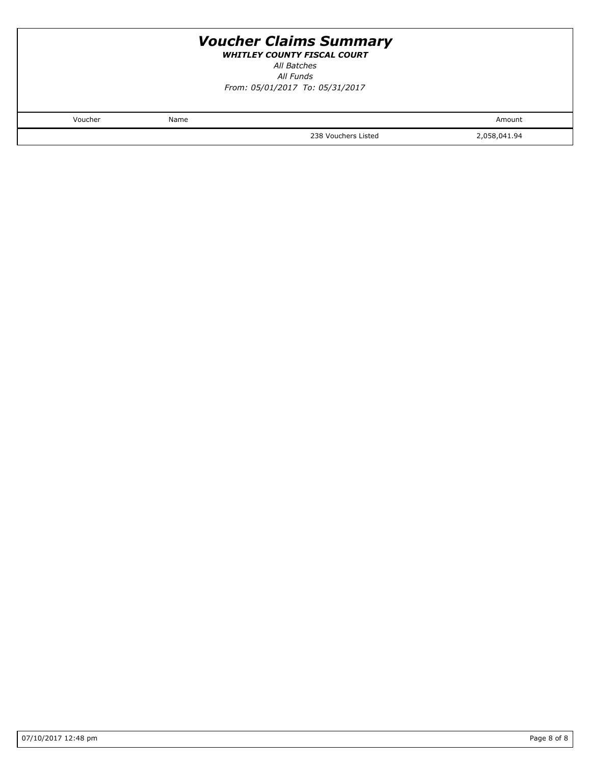# Voucher Claims Summary

***WHITLEY COUNTY FISCAL COURT***

*All Batches*

*All Funds*

*From: 05/01/2017 To: 05/31/2017*

| Voucher | Name | | Amount |
|---|---|---|---|
| | | 238 Vouchers Listed | 2,058,041.94 |